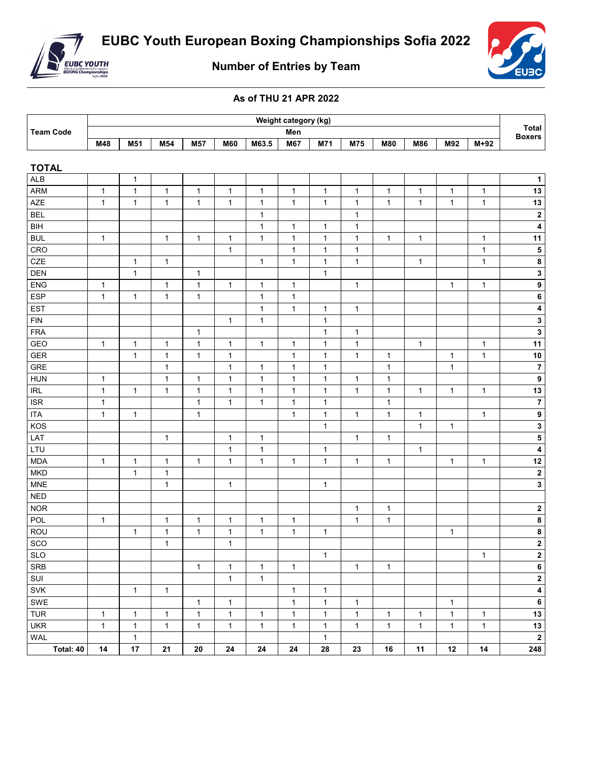# EUBC Youth European Boxing Championships Sofia 2022

## Number of Entries by Team

**As of THU 21 APR 2022**

| Team Code | Weight category (kg) | | | | | | | | | | | | | Total Boxers |
|---|---|---|---|---|---|---|---|---|---|---|---|---|---|---|
| | Men | | | | | | | | | | | | | |
| | M48 | M51 | M54 | M57 | M60 | M63.5 | M67 | M71 | M75 | M80 | M86 | M92 | M+92 | |
| **TOTAL** | | | | | | | | | | | | | | |
| ALB | | 1 | | | | | | | | | | | | **1** |
| ARM | 1 | 1 | 1 | 1 | 1 | 1 | 1 | 1 | 1 | 1 | 1 | 1 | 1 | **13** |
| AZE | 1 | 1 | 1 | 1 | 1 | 1 | 1 | 1 | 1 | 1 | 1 | 1 | 1 | **13** |
| BEL | | | | | | 1 | | | 1 | | | | | **2** |
| BIH | | | | | | 1 | 1 | 1 | 1 | | | | | **4** |
| BUL | 1 | | 1 | 1 | 1 | 1 | 1 | 1 | 1 | 1 | 1 | | 1 | **11** |
| CRO | | | | | 1 | | 1 | 1 | 1 | | | | 1 | **5** |
| CZE | | 1 | 1 | | | 1 | 1 | 1 | 1 | | 1 | | 1 | **8** |
| DEN | | 1 | | 1 | | | | 1 | | | | | | **3** |
| ENG | 1 | | 1 | 1 | 1 | 1 | 1 | | 1 | | | 1 | 1 | **9** |
| ESP | 1 | 1 | 1 | 1 | | 1 | 1 | | | | | | | **6** |
| EST | | | | | | 1 | 1 | 1 | 1 | | | | | **4** |
| FIN | | | | | 1 | 1 | | 1 | | | | | | **3** |
| FRA | | | | 1 | | | | 1 | 1 | | | | | **3** |
| GEO | 1 | 1 | 1 | 1 | 1 | 1 | 1 | 1 | 1 | | 1 | | 1 | **11** |
| GER | | 1 | 1 | 1 | 1 | | 1 | 1 | 1 | 1 | | 1 | 1 | **10** |
| GRE | | | 1 | | 1 | 1 | 1 | 1 | | 1 | | 1 | | **7** |
| HUN | 1 | | 1 | 1 | 1 | 1 | 1 | 1 | 1 | 1 | | | | **9** |
| IRL | 1 | 1 | 1 | 1 | 1 | 1 | 1 | 1 | 1 | 1 | 1 | 1 | 1 | **13** |
| ISR | 1 | | | 1 | 1 | 1 | 1 | 1 | | 1 | | | | **7** |
| ITA | 1 | 1 | | 1 | | | 1 | 1 | 1 | 1 | 1 | | 1 | **9** |
| KOS | | | | | | | | 1 | | | 1 | 1 | | **3** |
| LAT | | | 1 | | 1 | 1 | | | 1 | 1 | | | | **5** |
| LTU | | | | | 1 | 1 | | 1 | | | 1 | | | **4** |
| MDA | 1 | 1 | 1 | 1 | 1 | 1 | 1 | 1 | 1 | 1 | | 1 | 1 | **12** |
| MKD | | 1 | 1 | | | | | | | | | | | **2** |
| MNE | | | 1 | | 1 | | | 1 | | | | | | **3** |
| NED | | | | | | | | | | | | | | |
| NOR | | | | | | | | | 1 | 1 | | | | **2** |
| POL | 1 | | 1 | 1 | 1 | 1 | 1 | | 1 | 1 | | | | **8** |
| ROU | | 1 | 1 | 1 | 1 | 1 | 1 | 1 | | | | 1 | | **8** |
| SCO | | | 1 | | 1 | | | | | | | | | **2** |
| SLO | | | | | | | | 1 | | | | | 1 | **2** |
| SRB | | | | 1 | 1 | 1 | 1 | | 1 | 1 | | | | **6** |
| SUI | | | | | 1 | 1 | | | | | | | | **2** |
| SVK | | 1 | 1 | | | | 1 | 1 | | | | | | **4** |
| SWE | | | | 1 | 1 | | 1 | 1 | 1 | | | 1 | | **6** |
| TUR | 1 | 1 | 1 | 1 | 1 | 1 | 1 | 1 | 1 | 1 | 1 | 1 | 1 | **13** |
| UKR | 1 | 1 | 1 | 1 | 1 | 1 | 1 | 1 | 1 | 1 | 1 | 1 | 1 | **13** |
| WAL | | 1 | | | | | | 1 | | | | | | **2** |
| **Total: 40** | **14** | **17** | **21** | **20** | **24** | **24** | **24** | **28** | **23** | **16** | **11** | **12** | **14** | **248** |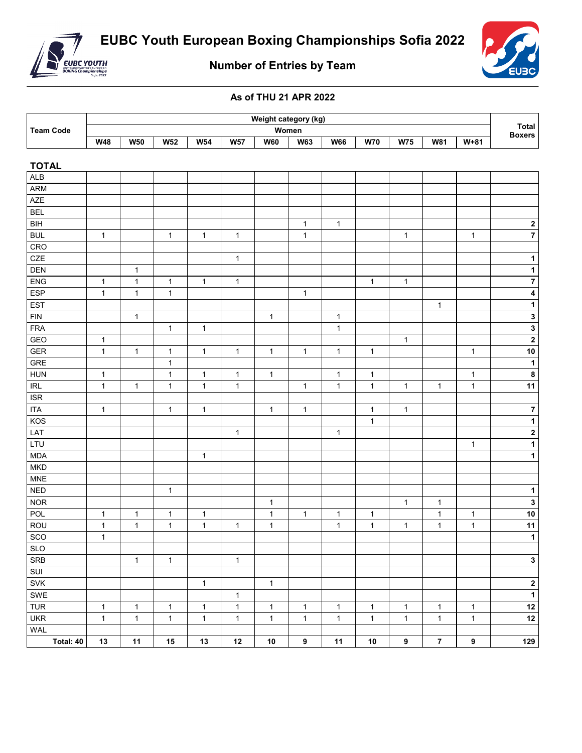# EUBC Youth European Boxing Championships Sofia 2022

## Number of Entries by Team

### As of THU 21 APR 2022

| Team Code | Weight category (kg) | | | | | | | | | | | | Total Boxers |
|---|---|---|---|---|---|---|---|---|---|---|---|---|---|
| | Women | | | | | | | | | | | | |
| | W48 | W50 | W52 | W54 | W57 | W60 | W63 | W66 | W70 | W75 | W81 | W+81 | |
| **TOTAL** | | | | | | | | | | | | | |
| ALB | | | | | | | | | | | | | |
| ARM | | | | | | | | | | | | | |
| AZE | | | | | | | | | | | | | |
| BEL | | | | | | | | | | | | | |
| BIH | | | | | | | 1 | 1 | | | | | **2** |
| BUL | 1 | | 1 | 1 | 1 | | 1 | | | 1 | | 1 | **7** |
| CRO | | | | | | | | | | | | | |
| CZE | | | | | 1 | | | | | | | | **1** |
| DEN | | 1 | | | | | | | | | | | **1** |
| ENG | 1 | 1 | 1 | 1 | 1 | | | | 1 | 1 | | | **7** |
| ESP | 1 | 1 | 1 | | | | 1 | | | | | | **4** |
| EST | | | | | | | | | | | 1 | | **1** |
| FIN | | 1 | | | | 1 | | 1 | | | | | **3** |
| FRA | | | 1 | 1 | | | | 1 | | | | | **3** |
| GEO | 1 | | | | | | | | | 1 | | | **2** |
| GER | 1 | 1 | 1 | 1 | 1 | 1 | 1 | 1 | 1 | | | 1 | **10** |
| GRE | | | 1 | | | | | | | | | | **1** |
| HUN | 1 | | 1 | 1 | 1 | 1 | | 1 | 1 | | | 1 | **8** |
| IRL | 1 | 1 | 1 | 1 | 1 | | 1 | 1 | 1 | 1 | 1 | 1 | **11** |
| ISR | | | | | | | | | | | | | |
| ITA | 1 | | 1 | 1 | | 1 | 1 | | 1 | 1 | | | **7** |
| KOS | | | | | | | | | 1 | | | | **1** |
| LAT | | | | | 1 | | | 1 | | | | | **2** |
| LTU | | | | | | | | | | | | 1 | **1** |
| MDA | | | | 1 | | | | | | | | | **1** |
| MKD | | | | | | | | | | | | | |
| MNE | | | | | | | | | | | | | |
| NED | | | 1 | | | | | | | | | | **1** |
| NOR | | | | | | 1 | | | | 1 | 1 | | **3** |
| POL | 1 | 1 | 1 | 1 | | 1 | 1 | 1 | 1 | | 1 | 1 | **10** |
| ROU | 1 | 1 | 1 | 1 | 1 | 1 | | 1 | 1 | 1 | 1 | 1 | **11** |
| SCO | 1 | | | | | | | | | | | | **1** |
| SLO | | | | | | | | | | | | | |
| SRB | | 1 | 1 | | 1 | | | | | | | | **3** |
| SUI | | | | | | | | | | | | | |
| SVK | | | | 1 | | 1 | | | | | | | **2** |
| SWE | | | | | 1 | | | | | | | | **1** |
| TUR | 1 | 1 | 1 | 1 | 1 | 1 | 1 | 1 | 1 | 1 | 1 | 1 | **12** |
| UKR | 1 | 1 | 1 | 1 | 1 | 1 | 1 | 1 | 1 | 1 | 1 | 1 | **12** |
| WAL | | | | | | | | | | | | | |
| **Total: 40** | **13** | **11** | **15** | **13** | **12** | **10** | **9** | **11** | **10** | **9** | **7** | **9** | **129** |